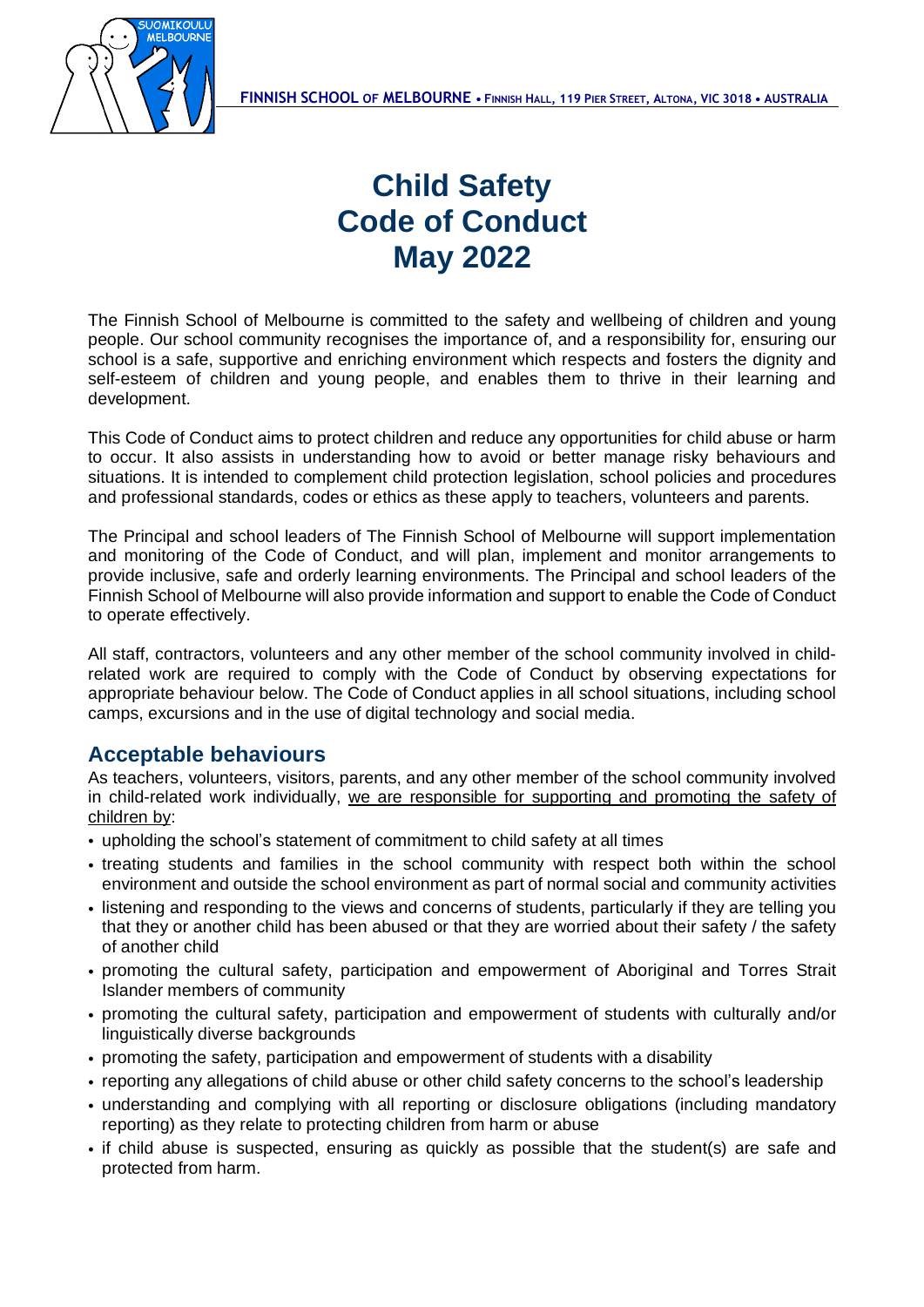FINNISH SCHOOL OF MELBOURNE • FINNISH HALL, 119 PIER STREET, ALTONA, VIC 3018 • AUSTRALIA

# Child Safety
# Code of Conduct
# May 2022

The Finnish School of Melbourne is committed to the safety and wellbeing of children and young people. Our school community recognises the importance of, and a responsibility for, ensuring our school is a safe, supportive and enriching environment which respects and fosters the dignity and self-esteem of children and young people, and enables them to thrive in their learning and development.

This Code of Conduct aims to protect children and reduce any opportunities for child abuse or harm to occur. It also assists in understanding how to avoid or better manage risky behaviours and situations. It is intended to complement child protection legislation, school policies and procedures and professional standards, codes or ethics as these apply to teachers, volunteers and parents.

The Principal and school leaders of The Finnish School of Melbourne will support implementation and monitoring of the Code of Conduct, and will plan, implement and monitor arrangements to provide inclusive, safe and orderly learning environments. The Principal and school leaders of the Finnish School of Melbourne will also provide information and support to enable the Code of Conduct to operate effectively.

All staff, contractors, volunteers and any other member of the school community involved in child-related work are required to comply with the Code of Conduct by observing expectations for appropriate behaviour below. The Code of Conduct applies in all school situations, including school camps, excursions and in the use of digital technology and social media.

## Acceptable behaviours

As teachers, volunteers, visitors, parents, and any other member of the school community involved in child-related work individually, <u>we are responsible for supporting and promoting the safety of children by</u>:

- upholding the school's statement of commitment to child safety at all times
- treating students and families in the school community with respect both within the school environment and outside the school environment as part of normal social and community activities
- listening and responding to the views and concerns of students, particularly if they are telling you that they or another child has been abused or that they are worried about their safety / the safety of another child
- promoting the cultural safety, participation and empowerment of Aboriginal and Torres Strait Islander members of community
- promoting the cultural safety, participation and empowerment of students with culturally and/or linguistically diverse backgrounds
- promoting the safety, participation and empowerment of students with a disability
- reporting any allegations of child abuse or other child safety concerns to the school's leadership
- understanding and complying with all reporting or disclosure obligations (including mandatory reporting) as they relate to protecting children from harm or abuse
- if child abuse is suspected, ensuring as quickly as possible that the student(s) are safe and protected from harm.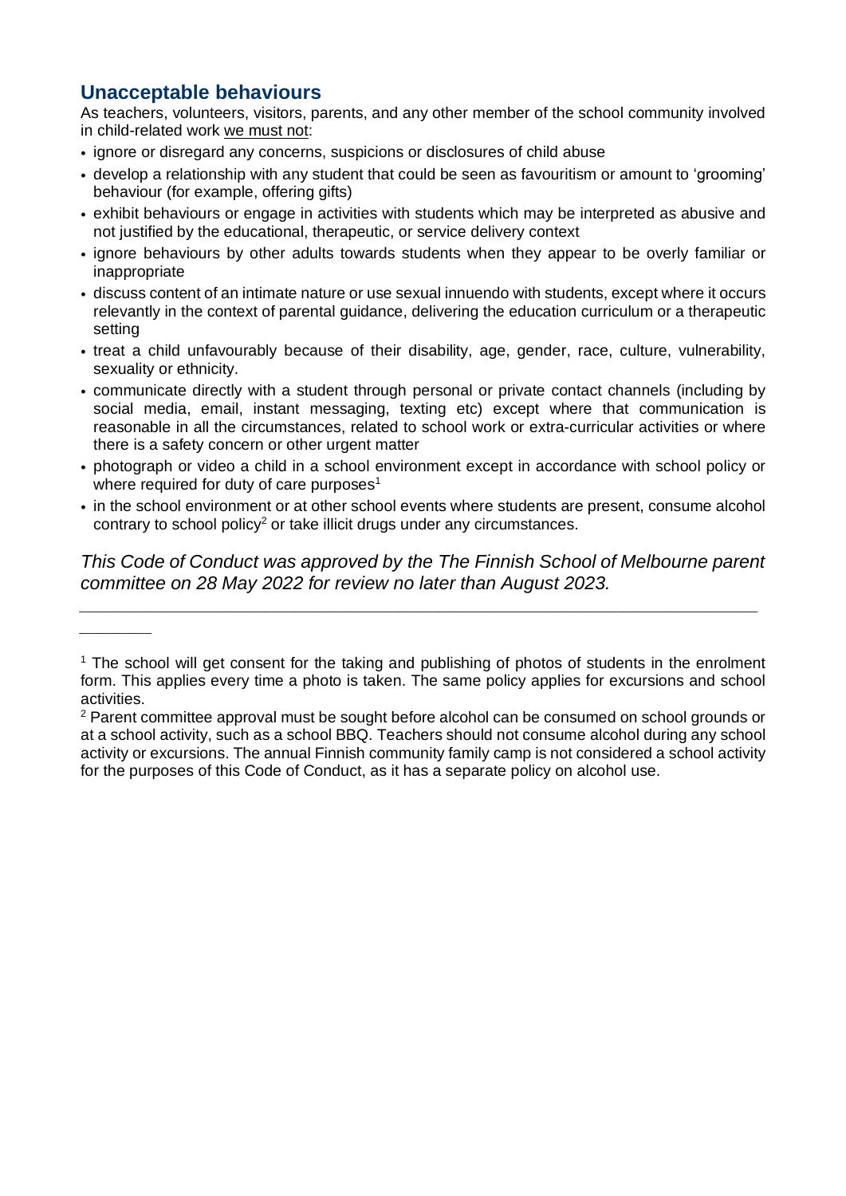## Unacceptable behaviours

As teachers, volunteers, visitors, parents, and any other member of the school community involved in child-related work we must not:

- ignore or disregard any concerns, suspicions or disclosures of child abuse
- develop a relationship with any student that could be seen as favouritism or amount to 'grooming' behaviour (for example, offering gifts)
- exhibit behaviours or engage in activities with students which may be interpreted as abusive and not justified by the educational, therapeutic, or service delivery context
- ignore behaviours by other adults towards students when they appear to be overly familiar or inappropriate
- discuss content of an intimate nature or use sexual innuendo with students, except where it occurs relevantly in the context of parental guidance, delivering the education curriculum or a therapeutic setting
- treat a child unfavourably because of their disability, age, gender, race, culture, vulnerability, sexuality or ethnicity.
- communicate directly with a student through personal or private contact channels (including by social media, email, instant messaging, texting etc) except where that communication is reasonable in all the circumstances, related to school work or extra-curricular activities or where there is a safety concern or other urgent matter
- photograph or video a child in a school environment except in accordance with school policy or where required for duty of care purposes[1]
- in the school environment or at other school events where students are present, consume alcohol contrary to school policy[2] or take illicit drugs under any circumstances.

*This Code of Conduct was approved by the The Finnish School of Melbourne parent committee on 28 May 2022 for review no later than August 2023.*

---

[1] The school will get consent for the taking and publishing of photos of students in the enrolment form. This applies every time a photo is taken. The same policy applies for excursions and school activities.

[2] Parent committee approval must be sought before alcohol can be consumed on school grounds or at a school activity, such as a school BBQ. Teachers should not consume alcohol during any school activity or excursions. The annual Finnish community family camp is not considered a school activity for the purposes of this Code of Conduct, as it has a separate policy on alcohol use.